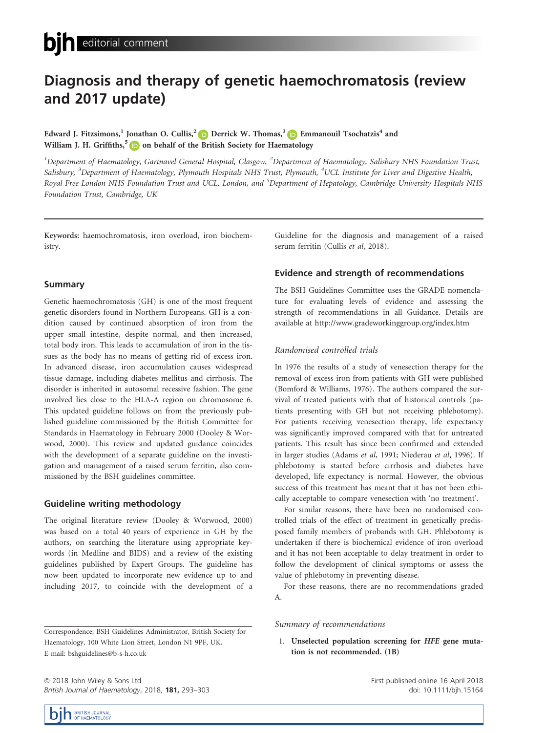# Diagnosis and therapy of genetic haemochromatosis (review and 2017 update)

Edward J. Fitzsimons,[1] Jonathan O. Cullis,[2] Derrick W. Thomas,[3] Emmanouil Tsochatzis[4] and William J. H. Griffiths,[5] on behalf of the British Society for Haematology

[1]Department of Haematology, Gartnavel General Hospital, Glasgow, [2]Department of Haematology, Salisbury NHS Foundation Trust, Salisbury, [3]Department of Haematology, Plymouth Hospitals NHS Trust, Plymouth, [4]UCL Institute for Liver and Digestive Health, Royal Free London NHS Foundation Trust and UCL, London, and [5]Department of Hepatology, Cambridge University Hospitals NHS Foundation Trust, Cambridge, UK

**Keywords:** haemochromatosis, iron overload, iron biochemistry.

## Summary

Genetic haemochromatosis (GH) is one of the most frequent genetic disorders found in Northern Europeans. GH is a condition caused by continued absorption of iron from the upper small intestine, despite normal, and then increased, total body iron. This leads to accumulation of iron in the tissues as the body has no means of getting rid of excess iron. In advanced disease, iron accumulation causes widespread tissue damage, including diabetes mellitus and cirrhosis. The disorder is inherited in autosomal recessive fashion. The gene involved lies close to the HLA-A region on chromosome 6. This updated guideline follows on from the previously published guideline commissioned by the British Committee for Standards in Haematology in February 2000 (Dooley & Worwood, 2000). This review and updated guidance coincides with the development of a separate guideline on the investigation and management of a raised serum ferritin, also commissioned by the BSH guidelines committee.

## Guideline writing methodology

The original literature review (Dooley & Worwood, 2000) was based on a total 40 years of experience in GH by the authors, on searching the literature using appropriate keywords (in Medline and BIDS) and a review of the existing guidelines published by Expert Groups. The guideline has now been updated to incorporate new evidence up to and including 2017, to coincide with the development of a Guideline for the diagnosis and management of a raised serum ferritin (Cullis *et al*, 2018).

## Evidence and strength of recommendations

The BSH Guidelines Committee uses the GRADE nomenclature for evaluating levels of evidence and assessing the strength of recommendations in all Guidance. Details are available at http://www.gradeworkinggroup.org/index.htm

### *Randomised controlled trials*

In 1976 the results of a study of venesection therapy for the removal of excess iron from patients with GH were published (Bomford & Williams, 1976). The authors compared the survival of treated patients with that of historical controls (patients presenting with GH but not receiving phlebotomy). For patients receiving venesection therapy, life expectancy was significantly improved compared with that for untreated patients. This result has since been confirmed and extended in larger studies (Adams *et al*, 1991; Niederau *et al*, 1996). If phlebotomy is started before cirrhosis and diabetes have developed, life expectancy is normal. However, the obvious success of this treatment has meant that it has not been ethically acceptable to compare venesection with 'no treatment'.

For similar reasons, there have been no randomised controlled trials of the effect of treatment in genetically predisposed family members of probands with GH. Phlebotomy is undertaken if there is biochemical evidence of iron overload and it has not been acceptable to delay treatment in order to follow the development of clinical symptoms or assess the value of phlebotomy in preventing disease.

For these reasons, there are no recommendations graded A.

### *Summary of recommendations*

1. **Unselected population screening for *HFE* gene mutation is not recommended. (1B)**

Correspondence: BSH Guidelines Administrator, British Society for Haematology, 100 White Lion Street, London N1 9PF, UK. E-mail: bshguidelines@b-s-h.co.uk

First published online 16 April 2018
doi: 10.1111/bjh.15164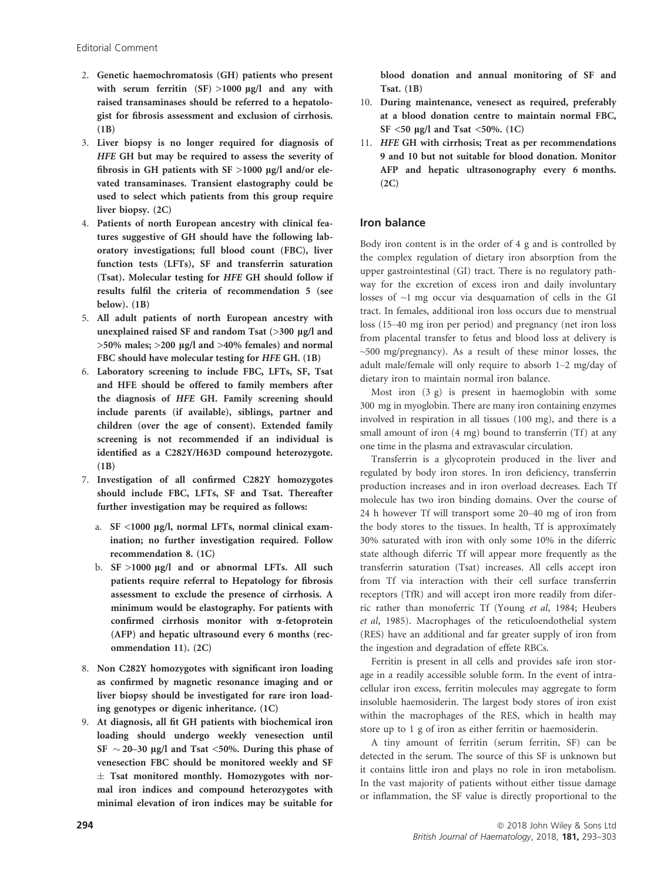2. **Genetic haemochromatosis (GH) patients who present with serum ferritin (SF) >1000 μg/l and any with raised transaminases should be referred to a hepatologist for fibrosis assessment and exclusion of cirrhosis. (1B)**
3. **Liver biopsy is no longer required for diagnosis of *HFE* GH but may be required to assess the severity of fibrosis in GH patients with SF >1000 μg/l and/or elevated transaminases. Transient elastography could be used to select which patients from this group require liver biopsy. (2C)**
4. **Patients of north European ancestry with clinical features suggestive of GH should have the following laboratory investigations; full blood count (FBC), liver function tests (LFTs), SF and transferrin saturation (Tsat). Molecular testing for *HFE* GH should follow if results fulfil the criteria of recommendation 5 (see below). (1B)**
5. **All adult patients of north European ancestry with unexplained raised SF and random Tsat (>300 μg/l and >50% males; >200 μg/l and >40% females) and normal FBC should have molecular testing for *HFE* GH. (1B)**
6. **Laboratory screening to include FBC, LFTs, SF, Tsat and HFE should be offered to family members after the diagnosis of *HFE* GH. Family screening should include parents (if available), siblings, partner and children (over the age of consent). Extended family screening is not recommended if an individual is identified as a C282Y/H63D compound heterozygote. (1B)**
7. **Investigation of all confirmed C282Y homozygotes should include FBC, LFTs, SF and Tsat. Thereafter further investigation may be required as follows:**
   a. **SF <1000 μg/l, normal LFTs, normal clinical examination; no further investigation required. Follow recommendation 8. (1C)**
   b. **SF >1000 μg/l and or abnormal LFTs. All such patients require referral to Hepatology for fibrosis assessment to exclude the presence of cirrhosis. A minimum would be elastography. For patients with confirmed cirrhosis monitor with α-fetoprotein (AFP) and hepatic ultrasound every 6 months (recommendation 11). (2C)**
8. **Non C282Y homozygotes with significant iron loading as confirmed by magnetic resonance imaging and or liver biopsy should be investigated for rare iron loading genotypes or digenic inheritance. (1C)**
9. **At diagnosis, all fit GH patients with biochemical iron loading should undergo weekly venesection until SF ~20–30 μg/l and Tsat <50%. During this phase of venesection FBC should be monitored weekly and SF ± Tsat monitored monthly. Homozygotes with normal iron indices and compound heterozygotes with minimal elevation of iron indices may be suitable for blood donation and annual monitoring of SF and Tsat. (1B)**
10. **During maintenance, venesect as required, preferably at a blood donation centre to maintain normal FBC, SF <50 μg/l and Tsat <50%. (1C)**
11. ***HFE* GH with cirrhosis; Treat as per recommendations 9 and 10 but not suitable for blood donation. Monitor AFP and hepatic ultrasonography every 6 months. (2C)**

## Iron balance

Body iron content is in the order of 4 g and is controlled by the complex regulation of dietary iron absorption from the upper gastrointestinal (GI) tract. There is no regulatory pathway for the excretion of excess iron and daily involuntary losses of ~1 mg occur via desquamation of cells in the GI tract. In females, additional iron loss occurs due to menstrual loss (15–40 mg iron per period) and pregnancy (net iron loss from placental transfer to fetus and blood loss at delivery is ~500 mg/pregnancy). As a result of these minor losses, the adult male/female will only require to absorb 1–2 mg/day of dietary iron to maintain normal iron balance.

Most iron (3 g) is present in haemoglobin with some 300 mg in myoglobin. There are many iron containing enzymes involved in respiration in all tissues (100 mg), and there is a small amount of iron (4 mg) bound to transferrin (Tf) at any one time in the plasma and extravascular circulation.

Transferrin is a glycoprotein produced in the liver and regulated by body iron stores. In iron deficiency, transferrin production increases and in iron overload decreases. Each Tf molecule has two iron binding domains. Over the course of 24 h however Tf will transport some 20–40 mg of iron from the body stores to the tissues. In health, Tf is approximately 30% saturated with iron with only some 10% in the diferric state although diferric Tf will appear more frequently as the transferrin saturation (Tsat) increases. All cells accept iron from Tf via interaction with their cell surface transferrin receptors (TfR) and will accept iron more readily from diferric rather than monoferric Tf (Young *et al*, 1984; Heubers *et al*, 1985). Macrophages of the reticuloendothelial system (RES) have an additional and far greater supply of iron from the ingestion and degradation of effete RBCs.

Ferritin is present in all cells and provides safe iron storage in a readily accessible soluble form. In the event of intracellular iron excess, ferritin molecules may aggregate to form insoluble haemosiderin. The largest body stores of iron exist within the macrophages of the RES, which in health may store up to 1 g of iron as either ferritin or haemosiderin.

A tiny amount of ferritin (serum ferritin, SF) can be detected in the serum. The source of this SF is unknown but it contains little iron and plays no role in iron metabolism. In the vast majority of patients without either tissue damage or inflammation, the SF value is directly proportional to the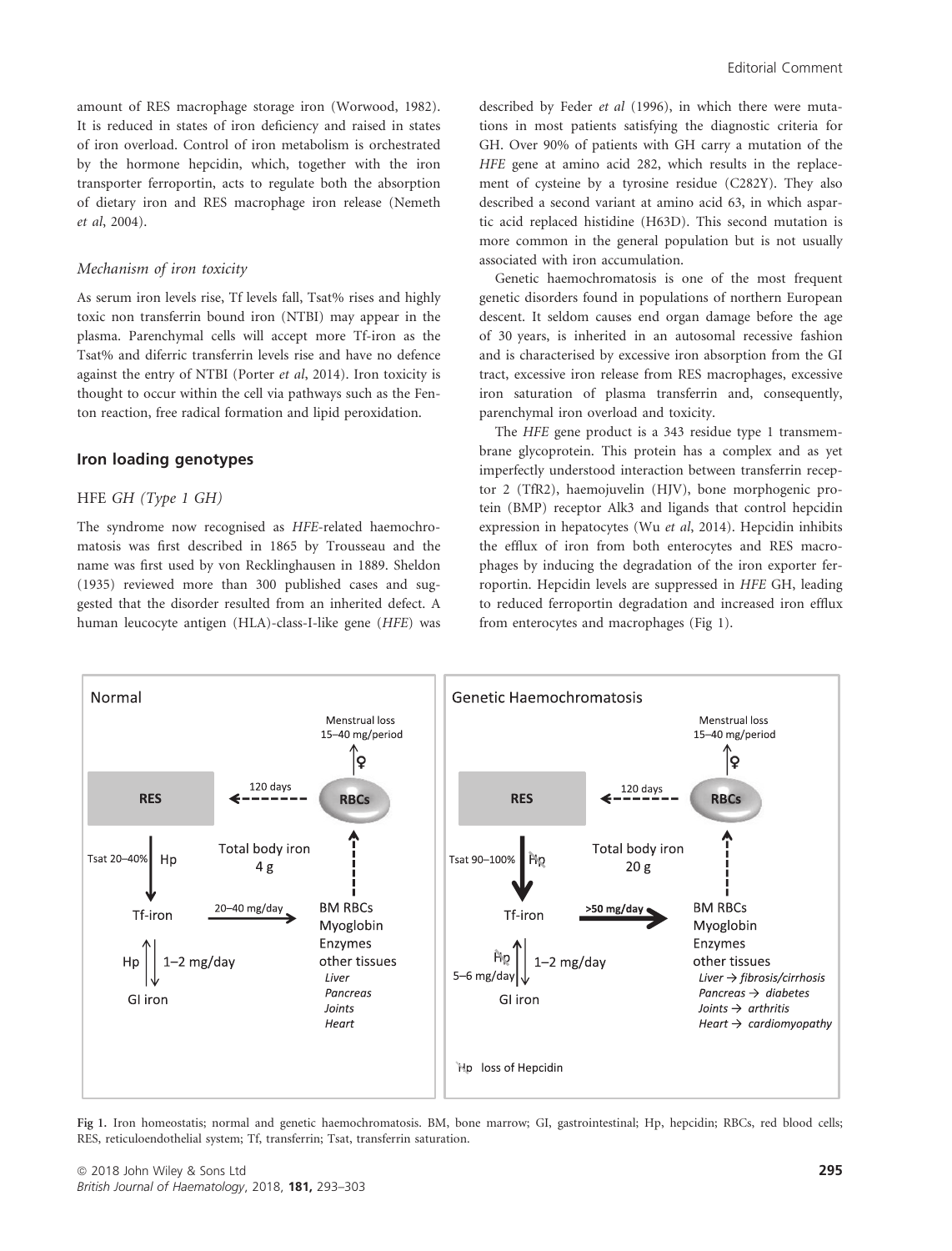amount of RES macrophage storage iron (Worwood, 1982). It is reduced in states of iron deficiency and raised in states of iron overload. Control of iron metabolism is orchestrated by the hormone hepcidin, which, together with the iron transporter ferroportin, acts to regulate both the absorption of dietary iron and RES macrophage iron release (Nemeth *et al*, 2004).

### *Mechanism of iron toxicity*

As serum iron levels rise, Tf levels fall, Tsat% rises and highly toxic non transferrin bound iron (NTBI) may appear in the plasma. Parenchymal cells will accept more Tf-iron as the Tsat% and diferric transferrin levels rise and have no defence against the entry of NTBI (Porter *et al*, 2014). Iron toxicity is thought to occur within the cell via pathways such as the Fenton reaction, free radical formation and lipid peroxidation.

## Iron loading genotypes

### *HFE GH (Type 1 GH)*

The syndrome now recognised as *HFE*-related haemochromatosis was first described in 1865 by Trousseau and the name was first used by von Recklinghausen in 1889. Sheldon (1935) reviewed more than 300 published cases and suggested that the disorder resulted from an inherited defect. A human leucocyte antigen (HLA)-class-I-like gene (*HFE*) was described by Feder *et al* (1996), in which there were mutations in most patients satisfying the diagnostic criteria for GH. Over 90% of patients with GH carry a mutation of the *HFE* gene at amino acid 282, which results in the replacement of cysteine by a tyrosine residue (C282Y). They also described a second variant at amino acid 63, in which aspartic acid replaced histidine (H63D). This second mutation is more common in the general population but is not usually associated with iron accumulation.

Genetic haemochromatosis is one of the most frequent genetic disorders found in populations of northern European descent. It seldom causes end organ damage before the age of 30 years, is inherited in an autosomal recessive fashion and is characterised by excessive iron absorption from the GI tract, excessive iron release from RES macrophages, excessive iron saturation of plasma transferrin and, consequently, parenchymal iron overload and toxicity.

The *HFE* gene product is a 343 residue type 1 transmembrane glycoprotein. This protein has a complex and as yet imperfectly understood interaction between transferrin receptor 2 (TfR2), haemojuvelin (HJV), bone morphogenic protein (BMP) receptor Alk3 and ligands that control hepcidin expression in hepatocytes (Wu *et al*, 2014). Hepcidin inhibits the efflux of iron from both enterocytes and RES macrophages by inducing the degradation of the iron exporter ferroportin. Hepcidin levels are suppressed in *HFE* GH, leading to reduced ferroportin degradation and increased iron efflux from enterocytes and macrophages (Fig 1).

Fig 1. Iron homeostatis; normal and genetic haemochromatosis. BM, bone marrow; GI, gastrointestinal; Hp, hepcidin; RBCs, red blood cells; RES, reticuloendothelial system; Tf, transferrin; Tsat, transferrin saturation.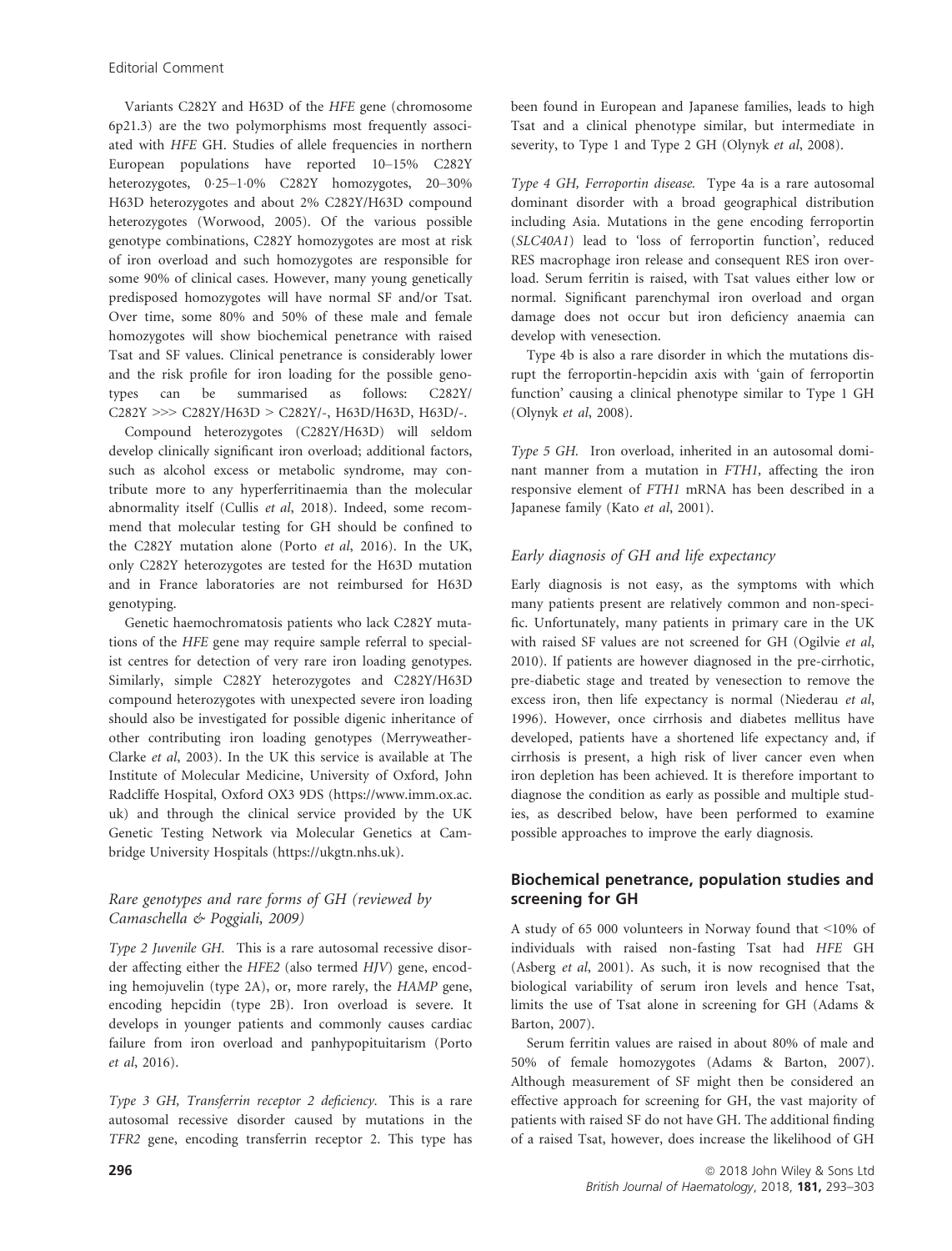Variants C282Y and H63D of the *HFE* gene (chromosome 6p21.3) are the two polymorphisms most frequently associated with *HFE* GH. Studies of allele frequencies in northern European populations have reported 10–15% C282Y heterozygotes, 0·25–1·0% C282Y homozygotes, 20–30% H63D heterozygotes and about 2% C282Y/H63D compound heterozygotes (Worwood, 2005). Of the various possible genotype combinations, C282Y homozygotes are most at risk of iron overload and such homozygotes are responsible for some 90% of clinical cases. However, many young genetically predisposed homozygotes will have normal SF and/or Tsat. Over time, some 80% and 50% of these male and female homozygotes will show biochemical penetrance with raised Tsat and SF values. Clinical penetrance is considerably lower and the risk profile for iron loading for the possible genotypes can be summarised as follows: C282Y/C282Y >>> C282Y/H63D > C282Y/-, H63D/H63D, H63D/-.

Compound heterozygotes (C282Y/H63D) will seldom develop clinically significant iron overload; additional factors, such as alcohol excess or metabolic syndrome, may contribute more to any hyperferritinaemia than the molecular abnormality itself (Cullis *et al*, 2018). Indeed, some recommend that molecular testing for GH should be confined to the C282Y mutation alone (Porto *et al*, 2016). In the UK, only C282Y heterozygotes are tested for the H63D mutation and in France laboratories are not reimbursed for H63D genotyping.

Genetic haemochromatosis patients who lack C282Y mutations of the *HFE* gene may require sample referral to specialist centres for detection of very rare iron loading genotypes. Similarly, simple C282Y heterozygotes and C282Y/H63D compound heterozygotes with unexpected severe iron loading should also be investigated for possible digenic inheritance of other contributing iron loading genotypes (Merryweather-Clarke *et al*, 2003). In the UK this service is available at The Institute of Molecular Medicine, University of Oxford, John Radcliffe Hospital, Oxford OX3 9DS (https://www.imm.ox.ac.uk) and through the clinical service provided by the UK Genetic Testing Network via Molecular Genetics at Cambridge University Hospitals (https://ukgtn.nhs.uk).

### *Rare genotypes and rare forms of GH (reviewed by Camaschella & Poggiali, 2009)*

*Type 2 Juvenile GH.* This is a rare autosomal recessive disorder affecting either the *HFE2* (also termed *HJV*) gene, encoding hemojuvelin (type 2A), or, more rarely, the *HAMP* gene, encoding hepcidin (type 2B). Iron overload is severe. It develops in younger patients and commonly causes cardiac failure from iron overload and panhypopituitarism (Porto *et al*, 2016).

*Type 3 GH, Transferrin receptor 2 deficiency.* This is a rare autosomal recessive disorder caused by mutations in the *TFR2* gene, encoding transferrin receptor 2. This type has been found in European and Japanese families, leads to high Tsat and a clinical phenotype similar, but intermediate in severity, to Type 1 and Type 2 GH (Olynyk *et al*, 2008).

*Type 4 GH, Ferroportin disease.* Type 4a is a rare autosomal dominant disorder with a broad geographical distribution including Asia. Mutations in the gene encoding ferroportin (*SLC40A1*) lead to 'loss of ferroportin function', reduced RES macrophage iron release and consequent RES iron overload. Serum ferritin is raised, with Tsat values either low or normal. Significant parenchymal iron overload and organ damage does not occur but iron deficiency anaemia can develop with venesection.

Type 4b is also a rare disorder in which the mutations disrupt the ferroportin-hepcidin axis with 'gain of ferroportin function' causing a clinical phenotype similar to Type 1 GH (Olynyk *et al*, 2008).

*Type 5 GH.* Iron overload, inherited in an autosomal dominant manner from a mutation in *FTH1*, affecting the iron responsive element of *FTH1* mRNA has been described in a Japanese family (Kato *et al*, 2001).

### *Early diagnosis of GH and life expectancy*

Early diagnosis is not easy, as the symptoms with which many patients present are relatively common and non-specific. Unfortunately, many patients in primary care in the UK with raised SF values are not screened for GH (Ogilvie *et al*, 2010). If patients are however diagnosed in the pre-cirrhotic, pre-diabetic stage and treated by venesection to remove the excess iron, then life expectancy is normal (Niederau *et al*, 1996). However, once cirrhosis and diabetes mellitus have developed, patients have a shortened life expectancy and, if cirrhosis is present, a high risk of liver cancer even when iron depletion has been achieved. It is therefore important to diagnose the condition as early as possible and multiple studies, as described below, have been performed to examine possible approaches to improve the early diagnosis.

## Biochemical penetrance, population studies and screening for GH

A study of 65 000 volunteers in Norway found that <10% of individuals with raised non-fasting Tsat had *HFE* GH (Asberg *et al*, 2001). As such, it is now recognised that the biological variability of serum iron levels and hence Tsat, limits the use of Tsat alone in screening for GH (Adams & Barton, 2007).

Serum ferritin values are raised in about 80% of male and 50% of female homozygotes (Adams & Barton, 2007). Although measurement of SF might then be considered an effective approach for screening for GH, the vast majority of patients with raised SF do not have GH. The additional finding of a raised Tsat, however, does increase the likelihood of GH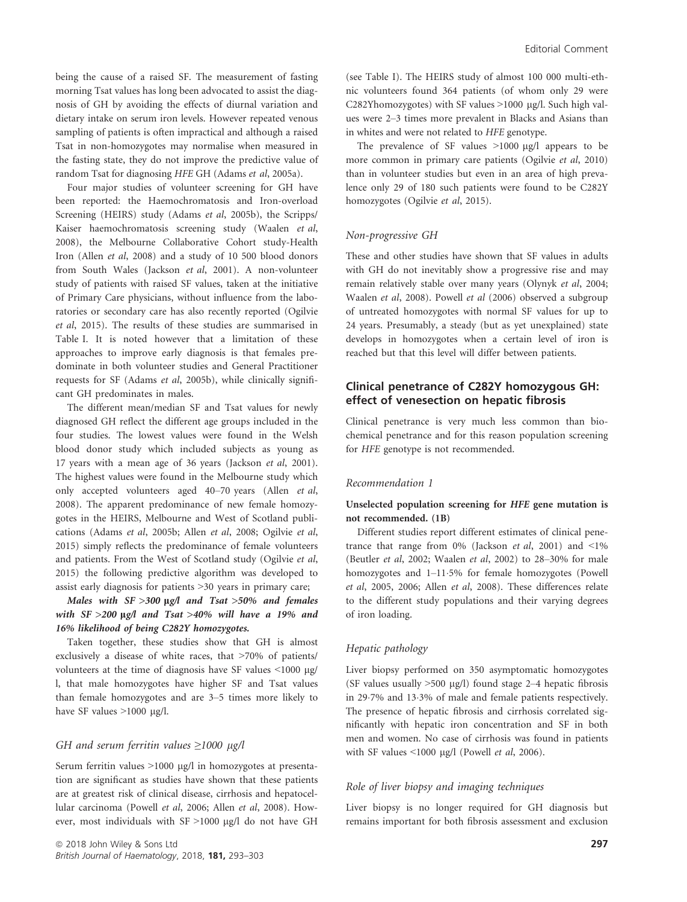being the cause of a raised SF. The measurement of fasting morning Tsat values has long been advocated to assist the diagnosis of GH by avoiding the effects of diurnal variation and dietary intake on serum iron levels. However repeated venous sampling of patients is often impractical and although a raised Tsat in non-homozygotes may normalise when measured in the fasting state, they do not improve the predictive value of random Tsat for diagnosing *HFE* GH (Adams *et al*, 2005a).

Four major studies of volunteer screening for GH have been reported: the Haemochromatosis and Iron-overload Screening (HEIRS) study (Adams *et al*, 2005b), the Scripps/Kaiser haemochromatosis screening study (Waalen *et al*, 2008), the Melbourne Collaborative Cohort study-Health Iron (Allen *et al*, 2008) and a study of 10 500 blood donors from South Wales (Jackson *et al*, 2001). A non-volunteer study of patients with raised SF values, taken at the initiative of Primary Care physicians, without influence from the laboratories or secondary care has also recently reported (Ogilvie *et al*, 2015). The results of these studies are summarised in Table I. It is noted however that a limitation of these approaches to improve early diagnosis is that females predominate in both volunteer studies and General Practitioner requests for SF (Adams *et al*, 2005b), while clinically significant GH predominates in males.

The different mean/median SF and Tsat values for newly diagnosed GH reflect the different age groups included in the four studies. The lowest values were found in the Welsh blood donor study which included subjects as young as 17 years with a mean age of 36 years (Jackson *et al*, 2001). The highest values were found in the Melbourne study which only accepted volunteers aged 40–70 years (Allen *et al*, 2008). The apparent predominance of new female homozygotes in the HEIRS, Melbourne and West of Scotland publications (Adams *et al*, 2005b; Allen *et al*, 2008; Ogilvie *et al*, 2015) simply reflects the predominance of female volunteers and patients. From the West of Scotland study (Ogilvie *et al*, 2015) the following predictive algorithm was developed to assist early diagnosis for patients >30 years in primary care;

***Males with SF >300 μg/l and Tsat >50% and females with SF >200 μg/l and Tsat >40% will have a 19% and 16% likelihood of being C282Y homozygotes.***

Taken together, these studies show that GH is almost exclusively a disease of white races, that >70% of patients/volunteers at the time of diagnosis have SF values <1000 μg/l, that male homozygotes have higher SF and Tsat values than female homozygotes and are 3–5 times more likely to have SF values >1000 μg/l.

### *GH and serum ferritin values ≥1000 μg/l*

Serum ferritin values >1000 μg/l in homozygotes at presentation are significant as studies have shown that these patients are at greatest risk of clinical disease, cirrhosis and hepatocellular carcinoma (Powell *et al*, 2006; Allen *et al*, 2008). However, most individuals with SF >1000 μg/l do not have GH (see Table I). The HEIRS study of almost 100 000 multi-ethnic volunteers found 364 patients (of whom only 29 were C282Yhomozygotes) with SF values >1000 μg/l. Such high values were 2–3 times more prevalent in Blacks and Asians than in whites and were not related to *HFE* genotype.

The prevalence of SF values >1000 μg/l appears to be more common in primary care patients (Ogilvie *et al*, 2010) than in volunteer studies but even in an area of high prevalence only 29 of 180 such patients were found to be C282Y homozygotes (Ogilvie *et al*, 2015).

### *Non-progressive GH*

These and other studies have shown that SF values in adults with GH do not inevitably show a progressive rise and may remain relatively stable over many years (Olynyk *et al*, 2004; Waalen *et al*, 2008). Powell *et al* (2006) observed a subgroup of untreated homozygotes with normal SF values for up to 24 years. Presumably, a steady (but as yet unexplained) state develops in homozygotes when a certain level of iron is reached but that this level will differ between patients.

## Clinical penetrance of C282Y homozygous GH: effect of venesection on hepatic fibrosis

Clinical penetrance is very much less common than biochemical penetrance and for this reason population screening for *HFE* genotype is not recommended.

### *Recommendation 1*

**Unselected population screening for *HFE* gene mutation is not recommended. (1B)**

Different studies report different estimates of clinical penetrance that range from 0% (Jackson *et al*, 2001) and <1% (Beutler *et al*, 2002; Waalen *et al*, 2002) to 28–30% for male homozygotes and 1–11·5% for female homozygotes (Powell *et al*, 2005, 2006; Allen *et al*, 2008). These differences relate to the different study populations and their varying degrees of iron loading.

### *Hepatic pathology*

Liver biopsy performed on 350 asymptomatic homozygotes (SF values usually >500 μg/l) found stage 2–4 hepatic fibrosis in 29·7% and 13·3% of male and female patients respectively. The presence of hepatic fibrosis and cirrhosis correlated significantly with hepatic iron concentration and SF in both men and women. No case of cirrhosis was found in patients with SF values <1000 μg/l (Powell *et al*, 2006).

### *Role of liver biopsy and imaging techniques*

Liver biopsy is no longer required for GH diagnosis but remains important for both fibrosis assessment and exclusion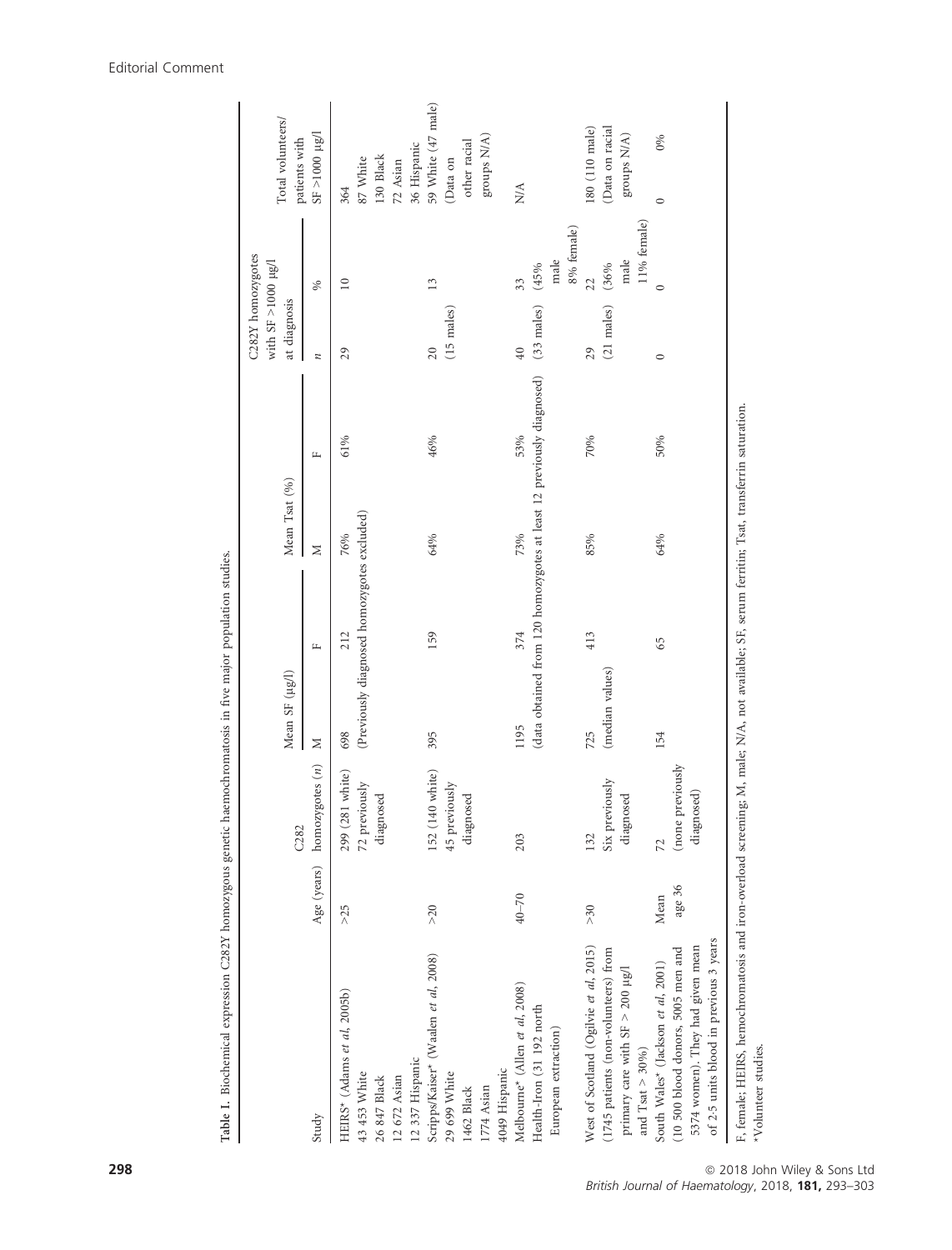Table I. Biochemical expression C282Y homozygous genetic haemochromatosis in five major population studies.

| Study | Age (years) | C282 homozygotes (n) | Mean SF (μg/l) | | Mean Tsat (%) | | C282Y homozygotes with SF >1000 μg/l at diagnosis | | Total volunteers/ patients with SF >1000 μg/l |
|---|---|---|---|---|---|---|---|---|---|
| | | | M | F | M | F | n | % | |
| HEIRS* (Adams et al, 2005b) 43 453 White 26 847 Black 12 672 Asian 12 337 Hispanic | >25 | 299 (281 white) 72 previously diagnosed | 698 (Previously diagnosed homozygotes excluded) | 212 | 76% | 61% | 29 | 10 | 364 87 White 130 Black 72 Asian 36 Hispanic |
| Scripps/Kaiser* (Waalen et al, 2008) 29 699 White 1462 Black 1774 Asian 4049 Hispanic | >20 | 152 (140 white) 45 previously diagnosed | 395 | 159 | 64% | 46% | 20 (15 males) | 13 | 59 White (47 male) (Data on other racial groups N/A) |
| Melbourne* (Allen et al, 2008) Health-Iron (31 192 north European extraction) | 40–70 | 203 | 1195 (data obtained from 120 homozygotes at least 12 previously diagnosed) | 374 | 73% | 53% | 40 (33 males) | 33 (45% male 8% female) | N/A |
| West of Scotland (Ogilvie et al, 2015) (1745 patients (non-volunteers) from primary care with SF > 200 μg/l and Tsat > 30%) | >30 | 132 Six previously diagnosed | 725 (median values) | 413 | 85% | 70% | 29 (21 males) | 22 (36% male 11% female) | 180 (110 male) (Data on racial groups N/A) |
| South Wales* (Jackson et al, 2001) (10 500 blood donors, 5005 men and 5374 women). They had given mean of 2·5 units blood in previous 3 years | Mean age 36 | 72 (none previously diagnosed) | 154 | 65 | 64% | 50% | 0 | 0 | 0 0% |

F, female; HEIRS, hemochromatosis and iron-overload screening; M, male; N/A, not available; SF, serum ferritin; Tsat, transferrin saturation.
*Volunteer studies.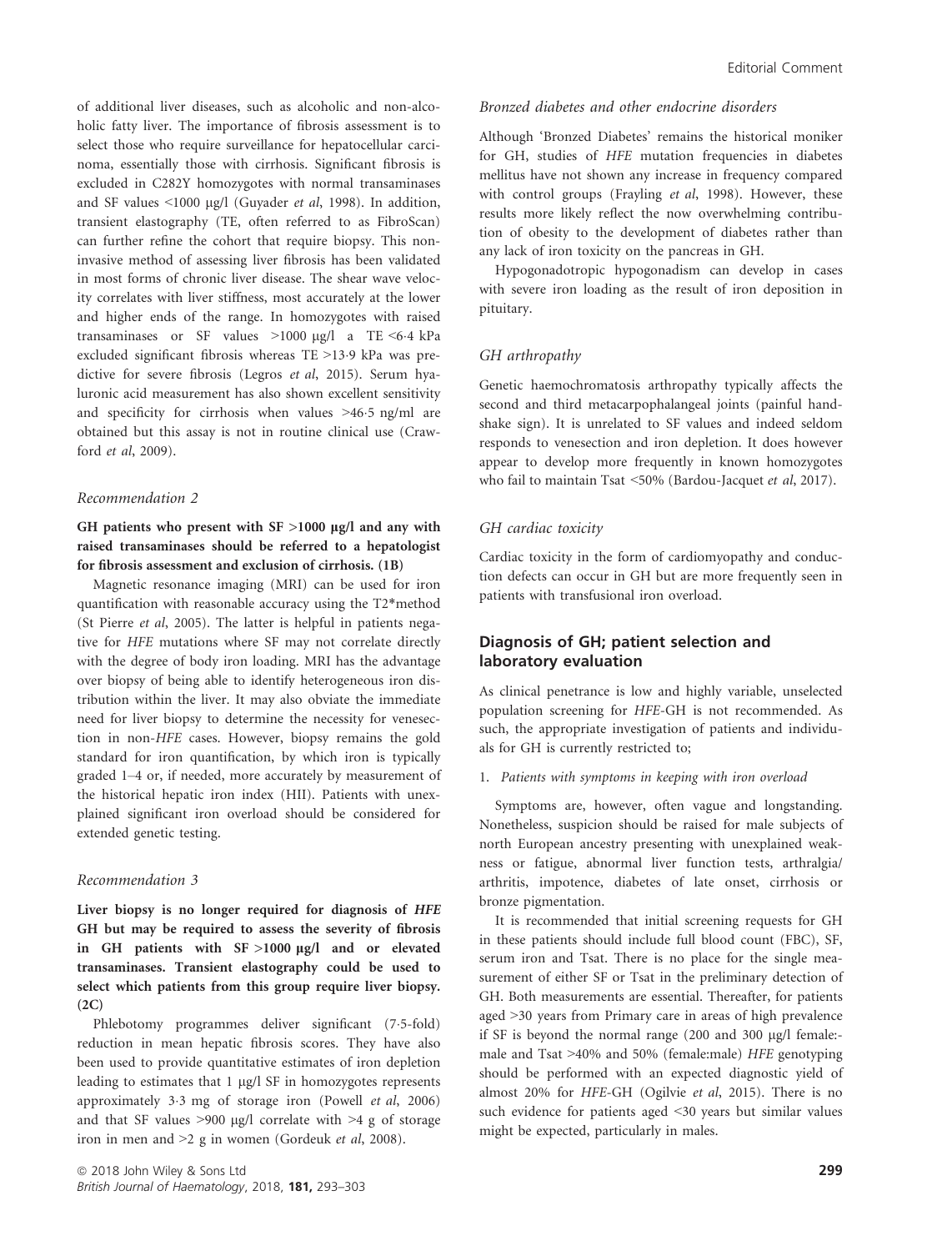of additional liver diseases, such as alcoholic and non-alcoholic fatty liver. The importance of fibrosis assessment is to select those who require surveillance for hepatocellular carcinoma, essentially those with cirrhosis. Significant fibrosis is excluded in C282Y homozygotes with normal transaminases and SF values <1000 μg/l (Guyader *et al*, 1998). In addition, transient elastography (TE, often referred to as FibroScan) can further refine the cohort that require biopsy. This non-invasive method of assessing liver fibrosis has been validated in most forms of chronic liver disease. The shear wave velocity correlates with liver stiffness, most accurately at the lower and higher ends of the range. In homozygotes with raised transaminases or SF values >1000 μg/l a TE <6·4 kPa excluded significant fibrosis whereas TE >13·9 kPa was predictive for severe fibrosis (Legros *et al*, 2015). Serum hyaluronic acid measurement has also shown excellent sensitivity and specificity for cirrhosis when values >46·5 ng/ml are obtained but this assay is not in routine clinical use (Crawford *et al*, 2009).

### *Recommendation 2*

**GH patients who present with SF >1000 μg/l and any with raised transaminases should be referred to a hepatologist for fibrosis assessment and exclusion of cirrhosis. (1B)**

Magnetic resonance imaging (MRI) can be used for iron quantification with reasonable accuracy using the T2*method (St Pierre *et al*, 2005). The latter is helpful in patients negative for *HFE* mutations where SF may not correlate directly with the degree of body iron loading. MRI has the advantage over biopsy of being able to identify heterogeneous iron distribution within the liver. It may also obviate the immediate need for liver biopsy to determine the necessity for venesection in non-*HFE* cases. However, biopsy remains the gold standard for iron quantification, by which iron is typically graded 1–4 or, if needed, more accurately by measurement of the historical hepatic iron index (HII). Patients with unexplained significant iron overload should be considered for extended genetic testing.

### *Recommendation 3*

**Liver biopsy is no longer required for diagnosis of *HFE* GH but may be required to assess the severity of fibrosis in GH patients with SF >1000 μg/l and or elevated transaminases. Transient elastography could be used to select which patients from this group require liver biopsy. (2C)**

Phlebotomy programmes deliver significant (7·5-fold) reduction in mean hepatic fibrosis scores. They have also been used to provide quantitative estimates of iron depletion leading to estimates that 1 μg/l SF in homozygotes represents approximately 3·3 mg of storage iron (Powell *et al*, 2006) and that SF values >900 μg/l correlate with >4 g of storage iron in men and >2 g in women (Gordeuk *et al*, 2008).

### *Bronzed diabetes and other endocrine disorders*

Although 'Bronzed Diabetes' remains the historical moniker for GH, studies of *HFE* mutation frequencies in diabetes mellitus have not shown any increase in frequency compared with control groups (Frayling *et al*, 1998). However, these results more likely reflect the now overwhelming contribution of obesity to the development of diabetes rather than any lack of iron toxicity on the pancreas in GH.

Hypogonadotropic hypogonadism can develop in cases with severe iron loading as the result of iron deposition in pituitary.

### *GH arthropathy*

Genetic haemochromatosis arthropathy typically affects the second and third metacarpophalangeal joints (painful handshake sign). It is unrelated to SF values and indeed seldom responds to venesection and iron depletion. It does however appear to develop more frequently in known homozygotes who fail to maintain Tsat <50% (Bardou-Jacquet *et al*, 2017).

### *GH cardiac toxicity*

Cardiac toxicity in the form of cardiomyopathy and conduction defects can occur in GH but are more frequently seen in patients with transfusional iron overload.

## Diagnosis of GH; patient selection and laboratory evaluation

As clinical penetrance is low and highly variable, unselected population screening for *HFE*-GH is not recommended. As such, the appropriate investigation of patients and individuals for GH is currently restricted to;

1. *Patients with symptoms in keeping with iron overload*

Symptoms are, however, often vague and longstanding. Nonetheless, suspicion should be raised for male subjects of north European ancestry presenting with unexplained weakness or fatigue, abnormal liver function tests, arthralgia/arthritis, impotence, diabetes of late onset, cirrhosis or bronze pigmentation.

It is recommended that initial screening requests for GH in these patients should include full blood count (FBC), SF, serum iron and Tsat. There is no place for the single measurement of either SF or Tsat in the preliminary detection of GH. Both measurements are essential. Thereafter, for patients aged >30 years from Primary care in areas of high prevalence if SF is beyond the normal range (200 and 300 μg/l female:-male and Tsat >40% and 50% (female:male) *HFE* genotyping should be performed with an expected diagnostic yield of almost 20% for *HFE*-GH (Ogilvie *et al*, 2015). There is no such evidence for patients aged <30 years but similar values might be expected, particularly in males.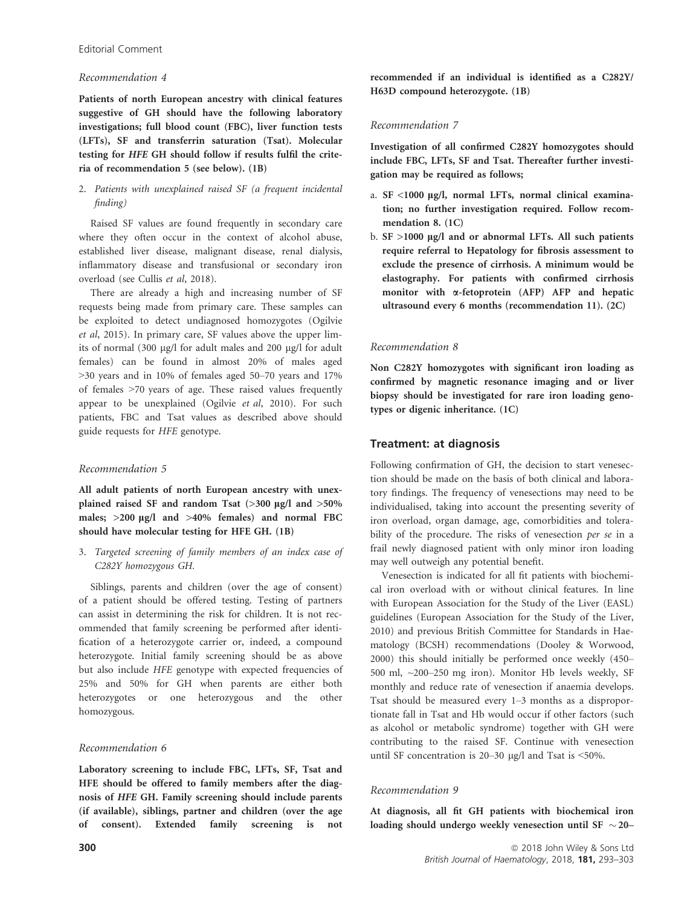*Recommendation 4*

**Patients of north European ancestry with clinical features suggestive of GH should have the following laboratory investigations; full blood count (FBC), liver function tests (LFTs), SF and transferrin saturation (Tsat). Molecular testing for *HFE* GH should follow if results fulfil the criteria of recommendation 5 (see below). (1B)**

2. *Patients with unexplained raised SF (a frequent incidental finding)*

Raised SF values are found frequently in secondary care where they often occur in the context of alcohol abuse, established liver disease, malignant disease, renal dialysis, inflammatory disease and transfusional or secondary iron overload (see Cullis *et al*, 2018).

There are already a high and increasing number of SF requests being made from primary care. These samples can be exploited to detect undiagnosed homozygotes (Ogilvie *et al*, 2015). In primary care, SF values above the upper limits of normal (300 μg/l for adult males and 200 μg/l for adult females) can be found in almost 20% of males aged >30 years and in 10% of females aged 50–70 years and 17% of females >70 years of age. These raised values frequently appear to be unexplained (Ogilvie *et al*, 2010). For such patients, FBC and Tsat values as described above should guide requests for *HFE* genotype.

*Recommendation 5*

**All adult patients of north European ancestry with unexplained raised SF and random Tsat (>300 μg/l and >50% males; >200 μg/l and >40% females) and normal FBC should have molecular testing for HFE GH. (1B)**

3. *Targeted screening of family members of an index case of C282Y homozygous GH.*

Siblings, parents and children (over the age of consent) of a patient should be offered testing. Testing of partners can assist in determining the risk for children. It is not recommended that family screening be performed after identification of a heterozygote carrier or, indeed, a compound heterozygote. Initial family screening should be as above but also include *HFE* genotype with expected frequencies of 25% and 50% for GH when parents are either both heterozygotes or one heterozygous and the other homozygous.

*Recommendation 6*

**Laboratory screening to include FBC, LFTs, SF, Tsat and HFE should be offered to family members after the diagnosis of *HFE* GH. Family screening should include parents (if available), siblings, partner and children (over the age of consent). Extended family screening is not recommended if an individual is identified as a C282Y/H63D compound heterozygote. (1B)**

*Recommendation 7*

**Investigation of all confirmed C282Y homozygotes should include FBC, LFTs, SF and Tsat. Thereafter further investigation may be required as follows;**

- a. **SF <1000 μg/l, normal LFTs, normal clinical examination; no further investigation required. Follow recommendation 8. (1C)**
- b. **SF >1000 μg/l and or abnormal LFTs. All such patients require referral to Hepatology for fibrosis assessment to exclude the presence of cirrhosis. A minimum would be elastography. For patients with confirmed cirrhosis monitor with α-fetoprotein (AFP) AFP and hepatic ultrasound every 6 months (recommendation 11). (2C)**

*Recommendation 8*

**Non C282Y homozygotes with significant iron loading as confirmed by magnetic resonance imaging and or liver biopsy should be investigated for rare iron loading genotypes or digenic inheritance. (1C)**

## Treatment: at diagnosis

Following confirmation of GH, the decision to start venesection should be made on the basis of both clinical and laboratory findings. The frequency of venesections may need to be individualised, taking into account the presenting severity of iron overload, organ damage, age, comorbidities and tolerability of the procedure. The risks of venesection *per se* in a frail newly diagnosed patient with only minor iron loading may well outweigh any potential benefit.

Venesection is indicated for all fit patients with biochemical iron overload with or without clinical features. In line with European Association for the Study of the Liver (EASL) guidelines (European Association for the Study of the Liver, 2010) and previous British Committee for Standards in Haematology (BCSH) recommendations (Dooley & Worwood, 2000) this should initially be performed once weekly (450–500 ml, ~200–250 mg iron). Monitor Hb levels weekly, SF monthly and reduce rate of venesection if anaemia develops. Tsat should be measured every 1–3 months as a disproportionate fall in Tsat and Hb would occur if other factors (such as alcohol or metabolic syndrome) together with GH were contributing to the raised SF. Continue with venesection until SF concentration is 20–30 μg/l and Tsat is <50%.

*Recommendation 9*

**At diagnosis, all fit GH patients with biochemical iron loading should undergo weekly venesection until SF ~20–**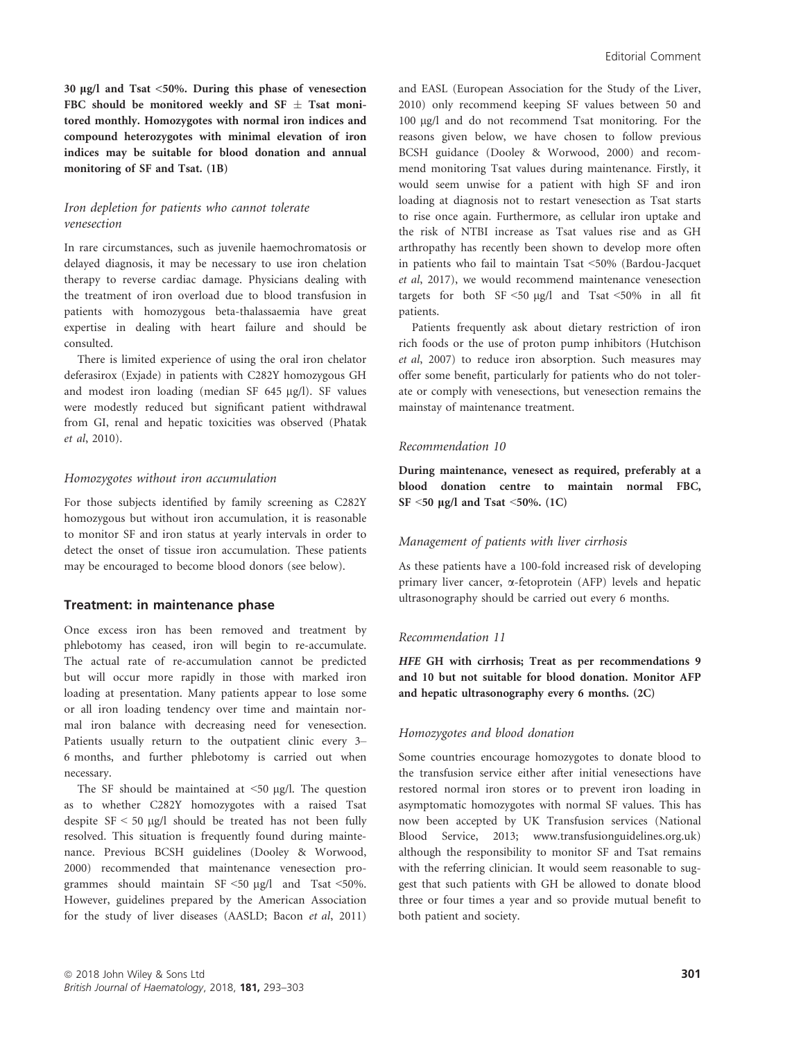**30 μg/l and Tsat <50%. During this phase of venesection FBC should be monitored weekly and SF ± Tsat monitored monthly. Homozygotes with normal iron indices and compound heterozygotes with minimal elevation of iron indices may be suitable for blood donation and annual monitoring of SF and Tsat. (1B)**

### *Iron depletion for patients who cannot tolerate venesection*

In rare circumstances, such as juvenile haemochromatosis or delayed diagnosis, it may be necessary to use iron chelation therapy to reverse cardiac damage. Physicians dealing with the treatment of iron overload due to blood transfusion in patients with homozygous beta-thalassaemia have great expertise in dealing with heart failure and should be consulted.

There is limited experience of using the oral iron chelator deferasirox (Exjade) in patients with C282Y homozygous GH and modest iron loading (median SF 645 μg/l). SF values were modestly reduced but significant patient withdrawal from GI, renal and hepatic toxicities was observed (Phatak *et al*, 2010).

### *Homozygotes without iron accumulation*

For those subjects identified by family screening as C282Y homozygous but without iron accumulation, it is reasonable to monitor SF and iron status at yearly intervals in order to detect the onset of tissue iron accumulation. These patients may be encouraged to become blood donors (see below).

## Treatment: in maintenance phase

Once excess iron has been removed and treatment by phlebotomy has ceased, iron will begin to re-accumulate. The actual rate of re-accumulation cannot be predicted but will occur more rapidly in those with marked iron loading at presentation. Many patients appear to lose some or all iron loading tendency over time and maintain normal iron balance with decreasing need for venesection. Patients usually return to the outpatient clinic every 3–6 months, and further phlebotomy is carried out when necessary.

The SF should be maintained at <50 μg/l. The question as to whether C282Y homozygotes with a raised Tsat despite SF < 50 μg/l should be treated has not been fully resolved. This situation is frequently found during maintenance. Previous BCSH guidelines (Dooley & Worwood, 2000) recommended that maintenance venesection programmes should maintain SF <50 μg/l and Tsat <50%. However, guidelines prepared by the American Association for the study of liver diseases (AASLD; Bacon *et al*, 2011) and EASL (European Association for the Study of the Liver, 2010) only recommend keeping SF values between 50 and 100 μg/l and do not recommend Tsat monitoring. For the reasons given below, we have chosen to follow previous BCSH guidance (Dooley & Worwood, 2000) and recommend monitoring Tsat values during maintenance. Firstly, it would seem unwise for a patient with high SF and iron loading at diagnosis not to restart venesection as Tsat starts to rise once again. Furthermore, as cellular iron uptake and the risk of NTBI increase as Tsat values rise and as GH arthropathy has recently been shown to develop more often in patients who fail to maintain Tsat <50% (Bardou-Jacquet *et al*, 2017), we would recommend maintenance venesection targets for both SF <50 μg/l and Tsat <50% in all fit patients.

Patients frequently ask about dietary restriction of iron rich foods or the use of proton pump inhibitors (Hutchison *et al*, 2007) to reduce iron absorption. Such measures may offer some benefit, particularly for patients who do not tolerate or comply with venesections, but venesection remains the mainstay of maintenance treatment.

### *Recommendation 10*

**During maintenance, venesect as required, preferably at a blood donation centre to maintain normal FBC, SF <50 μg/l and Tsat <50%. (1C)**

### *Management of patients with liver cirrhosis*

As these patients have a 100-fold increased risk of developing primary liver cancer, α-fetoprotein (AFP) levels and hepatic ultrasonography should be carried out every 6 months.

### *Recommendation 11*

***HFE* GH with cirrhosis; Treat as per recommendations 9 and 10 but not suitable for blood donation. Monitor AFP and hepatic ultrasonography every 6 months. (2C)**

### *Homozygotes and blood donation*

Some countries encourage homozygotes to donate blood to the transfusion service either after initial venesections have restored normal iron stores or to prevent iron loading in asymptomatic homozygotes with normal SF values. This has now been accepted by UK Transfusion services (National Blood Service, 2013; www.transfusionguidelines.org.uk) although the responsibility to monitor SF and Tsat remains with the referring clinician. It would seem reasonable to suggest that such patients with GH be allowed to donate blood three or four times a year and so provide mutual benefit to both patient and society.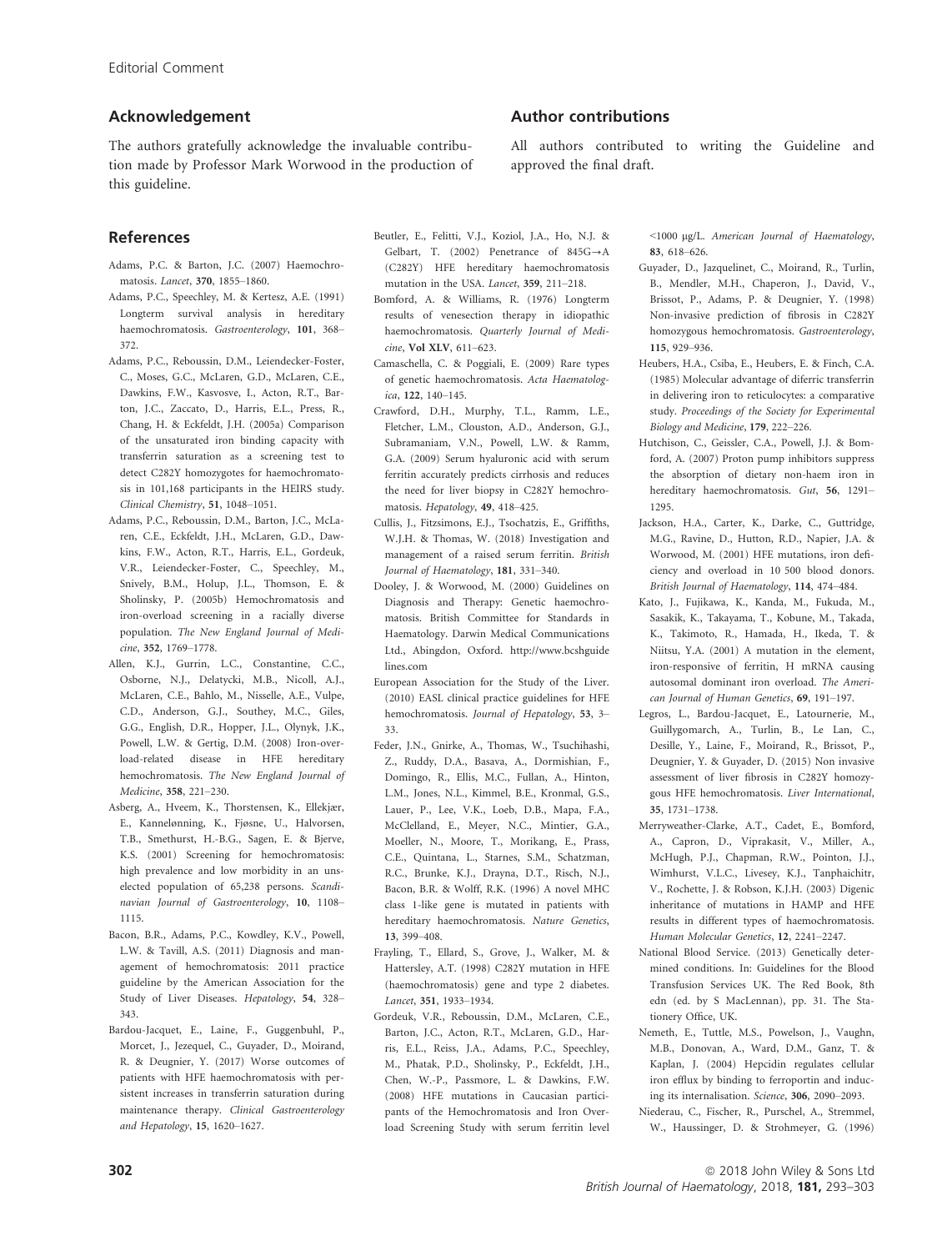## Acknowledgement

The authors gratefully acknowledge the invaluable contribution made by Professor Mark Worwood in the production of this guideline.

## Author contributions

All authors contributed to writing the Guideline and approved the final draft.

## References

Adams, P.C. & Barton, J.C. (2007) Haemochromatosis. *Lancet*, **370**, 1855–1860.

Adams, P.C., Speechley, M. & Kertesz, A.E. (1991) Longterm survival analysis in hereditary haemochromatosis. *Gastroenterology*, **101**, 368–372.

Adams, P.C., Reboussin, D.M., Leiendecker-Foster, C., Moses, G.C., McLaren, G.D., McLaren, C.E., Dawkins, F.W., Kasvosve, I., Acton, R.T., Barton, J.C., Zaccato, D., Harris, E.L., Press, R., Chang, H. & Eckfeldt, J.H. (2005a) Comparison of the unsaturated iron binding capacity with transferrin saturation as a screening test to detect C282Y homozygotes for haemochromatosis in 101,168 participants in the HEIRS study. *Clinical Chemistry*, **51**, 1048–1051.

Adams, P.C., Reboussin, D.M., Barton, J.C., McLaren, C.E., Eckfeldt, J.H., McLaren, G.D., Dawkins, F.W., Acton, R.T., Harris, E.L., Gordeuk, V.R., Leiendecker-Foster, C., Speechley, M., Snively, B.M., Holup, J.L., Thomson, E. & Sholinsky, P. (2005b) Hemochromatosis and iron-overload screening in a racially diverse population. *The New England Journal of Medicine*, **352**, 1769–1778.

Allen, K.J., Gurrin, L.C., Constantine, C.C., Osborne, N.J., Delatycki, M.B., Nicoll, A.J., McLaren, C.E., Bahlo, M., Nisselle, A.E., Vulpe, C.D., Anderson, G.J., Southey, M.C., Giles, G.G., English, D.R., Hopper, J.L., Olynyk, J.K., Powell, L.W. & Gertig, D.M. (2008) Iron-overload-related disease in HFE hereditary hemochromatosis. *The New England Journal of Medicine*, **358**, 221–230.

Asberg, A., Hveem, K., Thorstensen, K., Ellekjær, E., Kannelønning, K., Fjøsne, U., Halvorsen, T.B., Smethurst, H.-B.G., Sagen, E. & Bjerve, K.S. (2001) Screening for hemochromatosis: high prevalence and low morbidity in an unselected population of 65,238 persons. *Scandinavian Journal of Gastroenterology*, **10**, 1108–1115.

Bacon, B.R., Adams, P.C., Kowdley, K.V., Powell, L.W. & Tavill, A.S. (2011) Diagnosis and management of hemochromatosis: 2011 practice guideline by the American Association for the Study of Liver Diseases. *Hepatology*, **54**, 328–343.

Bardou-Jacquet, E., Laine, F., Guggenbuhl, P., Morcet, J., Jezequel, C., Guyader, D., Moirand, R. & Deugnier, Y. (2017) Worse outcomes of patients with HFE haemochromatosis with persistent increases in transferrin saturation during maintenance therapy. *Clinical Gastroenterology and Hepatology*, **15**, 1620–1627.

Beutler, E., Felitti, V.J., Koziol, J.A., Ho, N.J. & Gelbart, T. (2002) Penetrance of 845G→A (C282Y) HFE hereditary haemochromatosis mutation in the USA. *Lancet*, **359**, 211–218.

Bomford, A. & Williams, R. (1976) Longterm results of venesection therapy in idiopathic haemochromatosis. *Quarterly Journal of Medicine*, **Vol XLV**, 611–623.

Camaschella, C. & Poggiali, E. (2009) Rare types of genetic haemochromatosis. *Acta Haematologica*, **122**, 140–145.

Crawford, D.H., Murphy, T.L., Ramm, L.E., Fletcher, L.M., Clouston, A.D., Anderson, G.J., Subramaniam, V.N., Powell, L.W. & Ramm, G.A. (2009) Serum hyaluronic acid with serum ferritin accurately predicts cirrhosis and reduces the need for liver biopsy in C282Y hemochromatosis. *Hepatology*, **49**, 418–425.

Cullis, J., Fitzsimons, E.J., Tsochatzis, E., Griffiths, W.J.H. & Thomas, W. (2018) Investigation and management of a raised serum ferritin. *British Journal of Haematology*, **181**, 331–340.

Dooley, J. & Worwood, M. (2000) Guidelines on Diagnosis and Therapy: Genetic haemochromatosis. British Committee for Standards in Haematology. Darwin Medical Communications Ltd., Abingdon, Oxford. http://www.bcshguidelines.com

European Association for the Study of the Liver. (2010) EASL clinical practice guidelines for HFE hemochromatosis. *Journal of Hepatology*, **53**, 3–33.

Feder, J.N., Gnirke, A., Thomas, W., Tsuchihashi, Z., Ruddy, D.A., Basava, A., Dormishian, F., Domingo, R., Ellis, M.C., Fullan, A., Hinton, L.M., Jones, N.L., Kimmel, B.E., Kronmal, G.S., Lauer, P., Lee, V.K., Loeb, D.B., Mapa, F.A., McClelland, E., Meyer, N.C., Mintier, G.A., Moeller, N., Moore, T., Morikang, E., Prass, C.E., Quintana, L., Starnes, S.M., Schatzman, R.C., Brunke, K.J., Drayna, D.T., Risch, N.J., Bacon, B.R. & Wolff, R.K. (1996) A novel MHC class 1-like gene is mutated in patients with hereditary haemochromatosis. *Nature Genetics*, **13**, 399–408.

Frayling, T., Ellard, S., Grove, J., Walker, M. & Hattersley, A.T. (1998) C282Y mutation in HFE (haemochromatosis) gene and type 2 diabetes. *Lancet*, **351**, 1933–1934.

Gordeuk, V.R., Reboussin, D.M., McLaren, C.E., Barton, J.C., Acton, R.T., McLaren, G.D., Harris, E.L., Reiss, J.A., Adams, P.C., Speechley, M., Phatak, P.D., Sholinsky, P., Eckfeldt, J.H., Chen, W.-P., Passmore, L. & Dawkins, F.W. (2008) HFE mutations in Caucasian participants of the Hemochromatosis and Iron Overload Screening Study with serum ferritin level <1000 μg/L. *American Journal of Haematology*, **83**, 618–626.

Guyader, D., Jazquelinet, C., Moirand, R., Turlin, B., Mendler, M.H., Chaperon, J., David, V., Brissot, P., Adams, P. & Deugnier, Y. (1998) Non-invasive prediction of fibrosis in C282Y homozygous hemochromatosis. *Gastroenterology*, **115**, 929–936.

Heubers, H.A., Csiba, E., Heubers, E. & Finch, C.A. (1985) Molecular advantage of diferric transferrin in delivering iron to reticulocytes: a comparative study. *Proceedings of the Society for Experimental Biology and Medicine*, **179**, 222–226.

Hutchison, C., Geissler, C.A., Powell, J.J. & Bomford, A. (2007) Proton pump inhibitors suppress the absorption of dietary non-haem iron in hereditary haemochromatosis. *Gut*, **56**, 1291–1295.

Jackson, H.A., Carter, K., Darke, C., Guttridge, M.G., Ravine, D., Hutton, R.D., Napier, J.A. & Worwood, M. (2001) HFE mutations, iron deficiency and overload in 10 500 blood donors. *British Journal of Haematology*, **114**, 474–484.

Kato, J., Fujikawa, K., Kanda, M., Fukuda, M., Sasakik, K., Takayama, T., Kobune, M., Takada, K., Takimoto, R., Hamada, H., Ikeda, T. & Niitsu, Y.A. (2001) A mutation in the element, iron-responsive of ferritin, H mRNA causing autosomal dominant iron overload. *The American Journal of Human Genetics*, **69**, 191–197.

Legros, L., Bardou-Jacquet, E., Latournerie, M., Guillygomarch, A., Turlin, B., Le Lan, C., Desille, Y., Laine, F., Moirand, R., Brissot, P., Deugnier, Y. & Guyader, D. (2015) Non invasive assessment of liver fibrosis in C282Y homozygous HFE hemochromatosis. *Liver International*, **35**, 1731–1738.

Merryweather-Clarke, A.T., Cadet, E., Bomford, A., Capron, D., Viprakasit, V., Miller, A., McHugh, P.J., Chapman, R.W., Pointon, J.J., Wimhurst, V.L.C., Livesey, K.J., Tanphaichitr, V., Rochette, J. & Robson, K.J.H. (2003) Digenic inheritance of mutations in HAMP and HFE results in different types of haemochromatosis. *Human Molecular Genetics*, **12**, 2241–2247.

National Blood Service. (2013) Genetically determined conditions. In: Guidelines for the Blood Transfusion Services UK. The Red Book, 8th edn (ed. by S MacLennan), pp. 31. The Stationery Office, UK.

Nemeth, E., Tuttle, M.S., Powelson, J., Vaughn, M.B., Donovan, A., Ward, D.M., Ganz, T. & Kaplan, J. (2004) Hepcidin regulates cellular iron efflux by binding to ferroportin and inducing its internalisation. *Science*, **306**, 2090–2093.

Niederau, C., Fischer, R., Purschel, A., Stremmel, W., Haussinger, D. & Strohmeyer, G. (1996)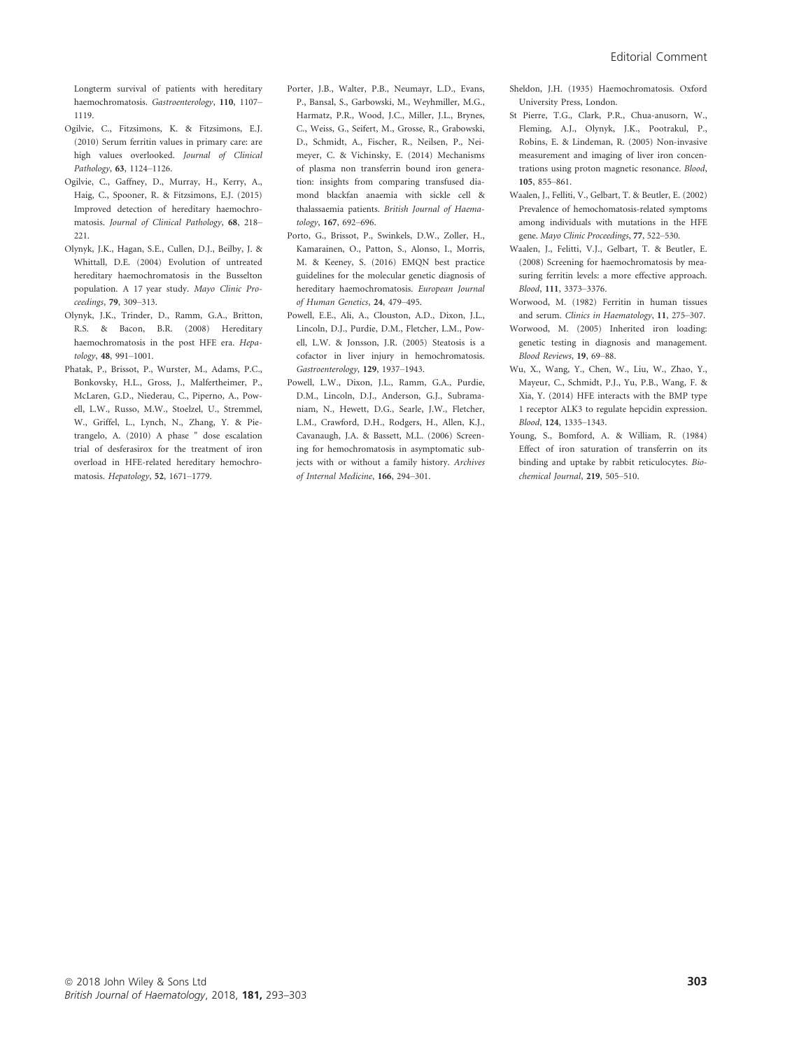Longterm survival of patients with hereditary haemochromatosis. *Gastroenterology*, **110**, 1107–1119.

Ogilvie, C., Fitzsimons, K. & Fitzsimons, E.J. (2010) Serum ferritin values in primary care: are high values overlooked. *Journal of Clinical Pathology*, **63**, 1124–1126.

Ogilvie, C., Gaffney, D., Murray, H., Kerry, A., Haig, C., Spooner, R. & Fitzsimons, E.J. (2015) Improved detection of hereditary haemochromatosis. *Journal of Clinical Pathology*, **68**, 218–221.

Olynyk, J.K., Hagan, S.E., Cullen, D.J., Beilby, J. & Whittall, D.E. (2004) Evolution of untreated hereditary haemochromatosis in the Busselton population. A 17 year study. *Mayo Clinic Proceedings*, **79**, 309–313.

Olynyk, J.K., Trinder, D., Ramm, G.A., Britton, R.S. & Bacon, B.R. (2008) Hereditary haemochromatosis in the post HFE era. *Hepatology*, **48**, 991–1001.

Phatak, P., Brissot, P., Wurster, M., Adams, P.C., Bonkovsky, H.L., Gross, J., Malfertheimer, P., McLaren, G.D., Niederau, C., Piperno, A., Powell, L.W., Russo, M.W., Stoelzel, U., Stremmel, W., Griffel, L., Lynch, N., Zhang, Y. & Pietrangelo, A. (2010) A phase " dose escalation trial of desferasirox for the treatment of iron overload in HFE-related hereditary hemochromatosis. *Hepatology*, **52**, 1671–1779.

Porter, J.B., Walter, P.B., Neumayr, L.D., Evans, P., Bansal, S., Garbowski, M., Weyhmiller, M.G., Harmatz, P.R., Wood, J.C., Miller, J.L., Brynes, C., Weiss, G., Seifert, M., Grosse, R., Grabowski, D., Schmidt, A., Fischer, R., Neilsen, P., Neimeyer, C. & Vichinsky, E. (2014) Mechanisms of plasma non transferrin bound iron generation: insights from comparing transfused diamond blackfan anaemia with sickle cell & thalassaemia patients. *British Journal of Haematology*, **167**, 692–696.

Porto, G., Brissot, P., Swinkels, D.W., Zoller, H., Kamarainen, O., Patton, S., Alonso, I., Morris, M. & Keeney, S. (2016) EMQN best practice guidelines for the molecular genetic diagnosis of hereditary haemochromatosis. *European Journal of Human Genetics*, **24**, 479–495.

Powell, E.E., Ali, A., Clouston, A.D., Dixon, J.L., Lincoln, D.J., Purdie, D.M., Fletcher, L.M., Powell, L.W. & Jonsson, J.R. (2005) Steatosis is a cofactor in liver injury in hemochromatosis. *Gastroenterology*, **129**, 1937–1943.

Powell, L.W., Dixon, J.L., Ramm, G.A., Purdie, D.M., Lincoln, D.J., Anderson, G.J., Subramaniam, N., Hewett, D.G., Searle, J.W., Fletcher, L.M., Crawford, D.H., Rodgers, H., Allen, K.J., Cavanaugh, J.A. & Bassett, M.L. (2006) Screening for hemochromatosis in asymptomatic subjects with or without a family history. *Archives of Internal Medicine*, **166**, 294–301.

Sheldon, J.H. (1935) Haemochromatosis. Oxford University Press, London.

St Pierre, T.G., Clark, P.R., Chua-anusorn, W., Fleming, A.J., Olynyk, J.K., Pootrakul, P., Robins, E. & Lindeman, R. (2005) Non-invasive measurement and imaging of liver iron concentrations using proton magnetic resonance. *Blood*, **105**, 855–861.

Waalen, J., Felliti, V., Gelbart, T. & Beutler, E. (2002) Prevalence of hemochomatosis-related symptoms among individuals with mutations in the HFE gene. *Mayo Clinic Proceedings*, **77**, 522–530.

Waalen, J., Felitti, V.J., Gelbart, T. & Beutler, E. (2008) Screening for haemochromatosis by measuring ferritin levels: a more effective approach. *Blood*, **111**, 3373–3376.

Worwood, M. (1982) Ferritin in human tissues and serum. *Clinics in Haematology*, **11**, 275–307.

Worwood, M. (2005) Inherited iron loading: genetic testing in diagnosis and management. *Blood Reviews*, **19**, 69–88.

Wu, X., Wang, Y., Chen, W., Liu, W., Zhao, Y., Mayeur, C., Schmidt, P.J., Yu, P.B., Wang, F. & Xia, Y. (2014) HFE interacts with the BMP type 1 receptor ALK3 to regulate hepcidin expression. *Blood*, **124**, 1335–1343.

Young, S., Bomford, A. & William, R. (1984) Effect of iron saturation of transferrin on its binding and uptake by rabbit reticulocytes. *Biochemical Journal*, **219**, 505–510.